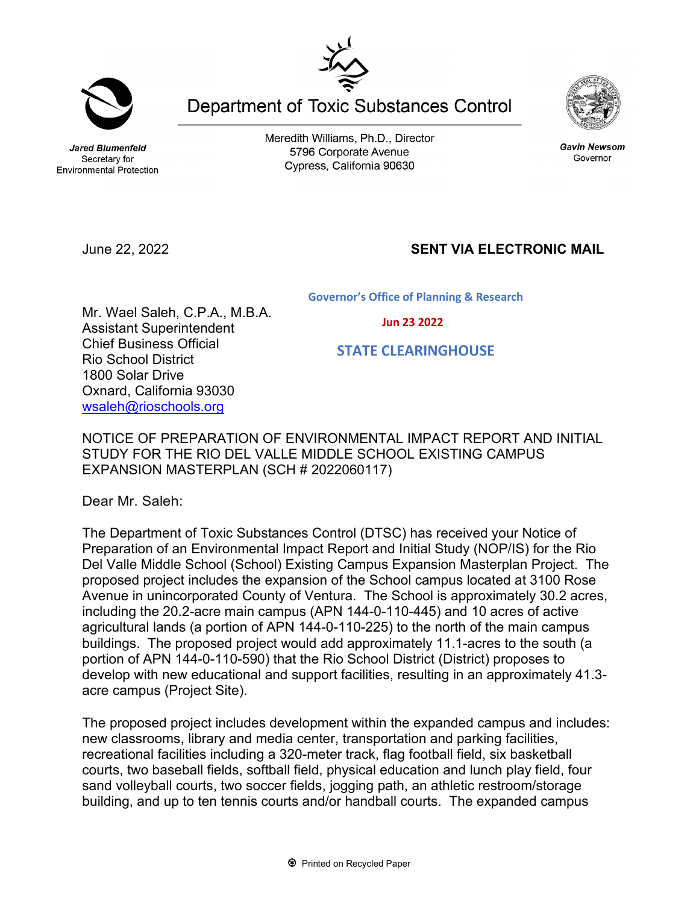# Department of Toxic Substances Control

***Jared Blumenfeld***
Secretary for
Environmental Protection

Meredith Williams, Ph.D., Director
5796 Corporate Avenue
Cypress, California 90630

***Gavin Newsom***
Governor

June 22, 2022

**SENT VIA ELECTRONIC MAIL**

**Governor's Office of Planning & Research**

**Jun 23 2022**

**STATE CLEARINGHOUSE**

Mr. Wael Saleh, C.P.A., M.B.A.
Assistant Superintendent
Chief Business Official
Rio School District
1800 Solar Drive
Oxnard, California 93030
wsaleh@rioschools.org

NOTICE OF PREPARATION OF ENVIRONMENTAL IMPACT REPORT AND INITIAL STUDY FOR THE RIO DEL VALLE MIDDLE SCHOOL EXISTING CAMPUS EXPANSION MASTERPLAN (SCH # 2022060117)

Dear Mr. Saleh:

The Department of Toxic Substances Control (DTSC) has received your Notice of Preparation of an Environmental Impact Report and Initial Study (NOP/IS) for the Rio Del Valle Middle School (School) Existing Campus Expansion Masterplan Project. The proposed project includes the expansion of the School campus located at 3100 Rose Avenue in unincorporated County of Ventura. The School is approximately 30.2 acres, including the 20.2-acre main campus (APN 144-0-110-445) and 10 acres of active agricultural lands (a portion of APN 144-0-110-225) to the north of the main campus buildings. The proposed project would add approximately 11.1-acres to the south (a portion of APN 144-0-110-590) that the Rio School District (District) proposes to develop with new educational and support facilities, resulting in an approximately 41.3-acre campus (Project Site).

The proposed project includes development within the expanded campus and includes: new classrooms, library and media center, transportation and parking facilities, recreational facilities including a 320-meter track, flag football field, six basketball courts, two baseball fields, softball field, physical education and lunch play field, four sand volleyball courts, two soccer fields, jogging path, an athletic restroom/storage building, and up to ten tennis courts and/or handball courts. The expanded campus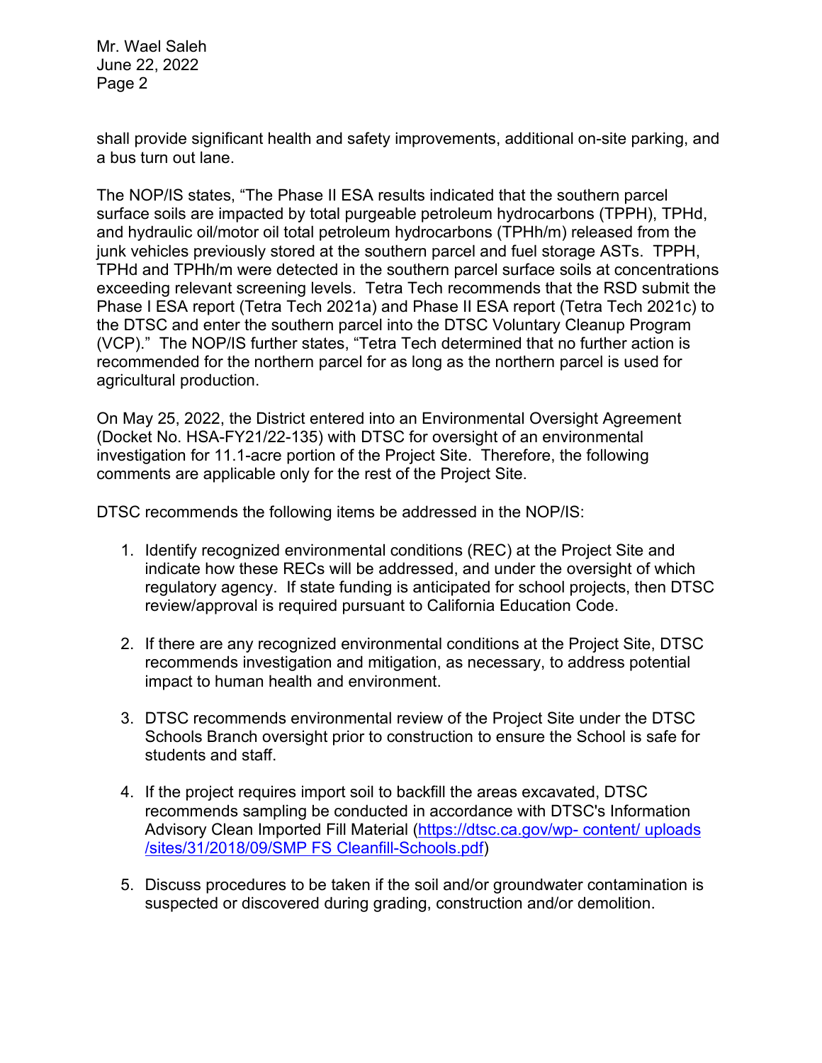shall provide significant health and safety improvements, additional on-site parking, and a bus turn out lane.

The NOP/IS states, "The Phase II ESA results indicated that the southern parcel surface soils are impacted by total purgeable petroleum hydrocarbons (TPPH), TPHd, and hydraulic oil/motor oil total petroleum hydrocarbons (TPHh/m) released from the junk vehicles previously stored at the southern parcel and fuel storage ASTs. TPPH, TPHd and TPHh/m were detected in the southern parcel surface soils at concentrations exceeding relevant screening levels. Tetra Tech recommends that the RSD submit the Phase I ESA report (Tetra Tech 2021a) and Phase II ESA report (Tetra Tech 2021c) to the DTSC and enter the southern parcel into the DTSC Voluntary Cleanup Program (VCP)." The NOP/IS further states, "Tetra Tech determined that no further action is recommended for the northern parcel for as long as the northern parcel is used for agricultural production.

On May 25, 2022, the District entered into an Environmental Oversight Agreement (Docket No. HSA-FY21/22-135) with DTSC for oversight of an environmental investigation for 11.1-acre portion of the Project Site. Therefore, the following comments are applicable only for the rest of the Project Site.

DTSC recommends the following items be addressed in the NOP/IS:

1. Identify recognized environmental conditions (REC) at the Project Site and indicate how these RECs will be addressed, and under the oversight of which regulatory agency. If state funding is anticipated for school projects, then DTSC review/approval is required pursuant to California Education Code.

2. If there are any recognized environmental conditions at the Project Site, DTSC recommends investigation and mitigation, as necessary, to address potential impact to human health and environment.

3. DTSC recommends environmental review of the Project Site under the DTSC Schools Branch oversight prior to construction to ensure the School is safe for students and staff.

4. If the project requires import soil to backfill the areas excavated, DTSC recommends sampling be conducted in accordance with DTSC's Information Advisory Clean Imported Fill Material ([https://dtsc.ca.gov/wp- content/ uploads /sites/31/2018/09/SMP FS Cleanfill-Schools.pdf](https://dtsc.ca.gov/wp-content/uploads/sites/31/2018/09/SMP_FS_Cleanfill-Schools.pdf))

5. Discuss procedures to be taken if the soil and/or groundwater contamination is suspected or discovered during grading, construction and/or demolition.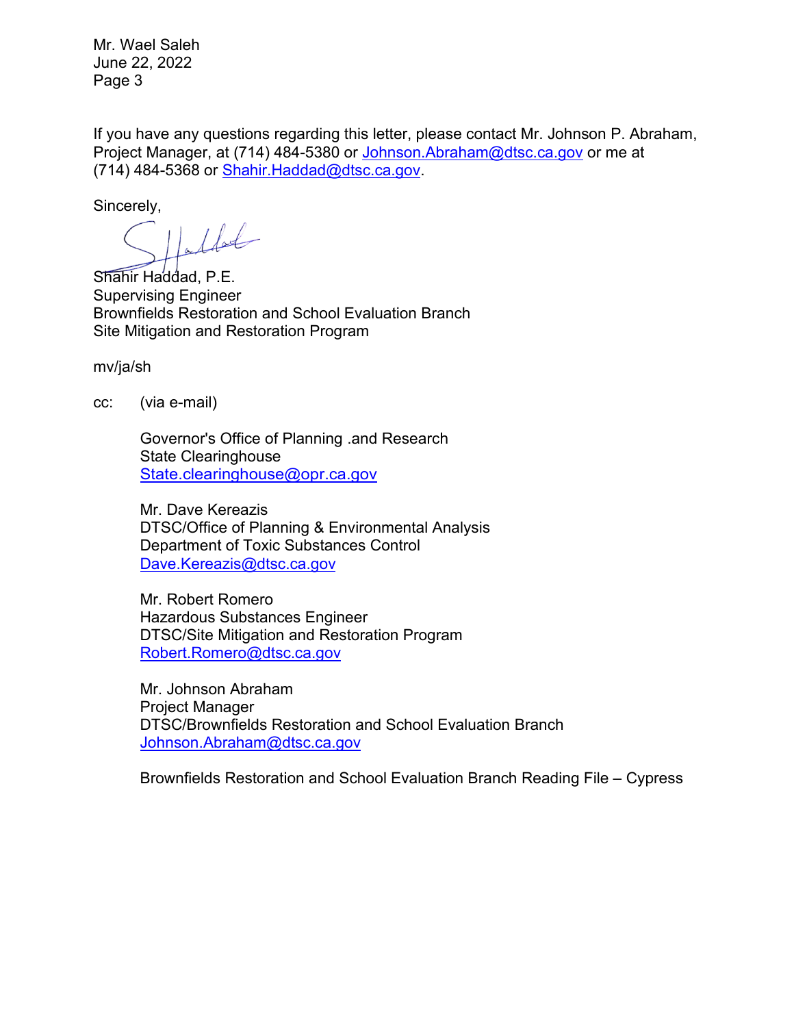If you have any questions regarding this letter, please contact Mr. Johnson P. Abraham, Project Manager, at (714) 484-5380 or Johnson.Abraham@dtsc.ca.gov or me at (714) 484-5368 or Shahir.Haddad@dtsc.ca.gov.

Sincerely,

Shahir Haddad, P.E.
Supervising Engineer
Brownfields Restoration and School Evaluation Branch
Site Mitigation and Restoration Program

mv/ja/sh

cc: (via e-mail)

Governor's Office of Planning .and Research
State Clearinghouse
State.clearinghouse@opr.ca.gov

Mr. Dave Kereazis
DTSC/Office of Planning & Environmental Analysis
Department of Toxic Substances Control
Dave.Kereazis@dtsc.ca.gov

Mr. Robert Romero
Hazardous Substances Engineer
DTSC/Site Mitigation and Restoration Program
Robert.Romero@dtsc.ca.gov

Mr. Johnson Abraham
Project Manager
DTSC/Brownfields Restoration and School Evaluation Branch
Johnson.Abraham@dtsc.ca.gov

Brownfields Restoration and School Evaluation Branch Reading File – Cypress